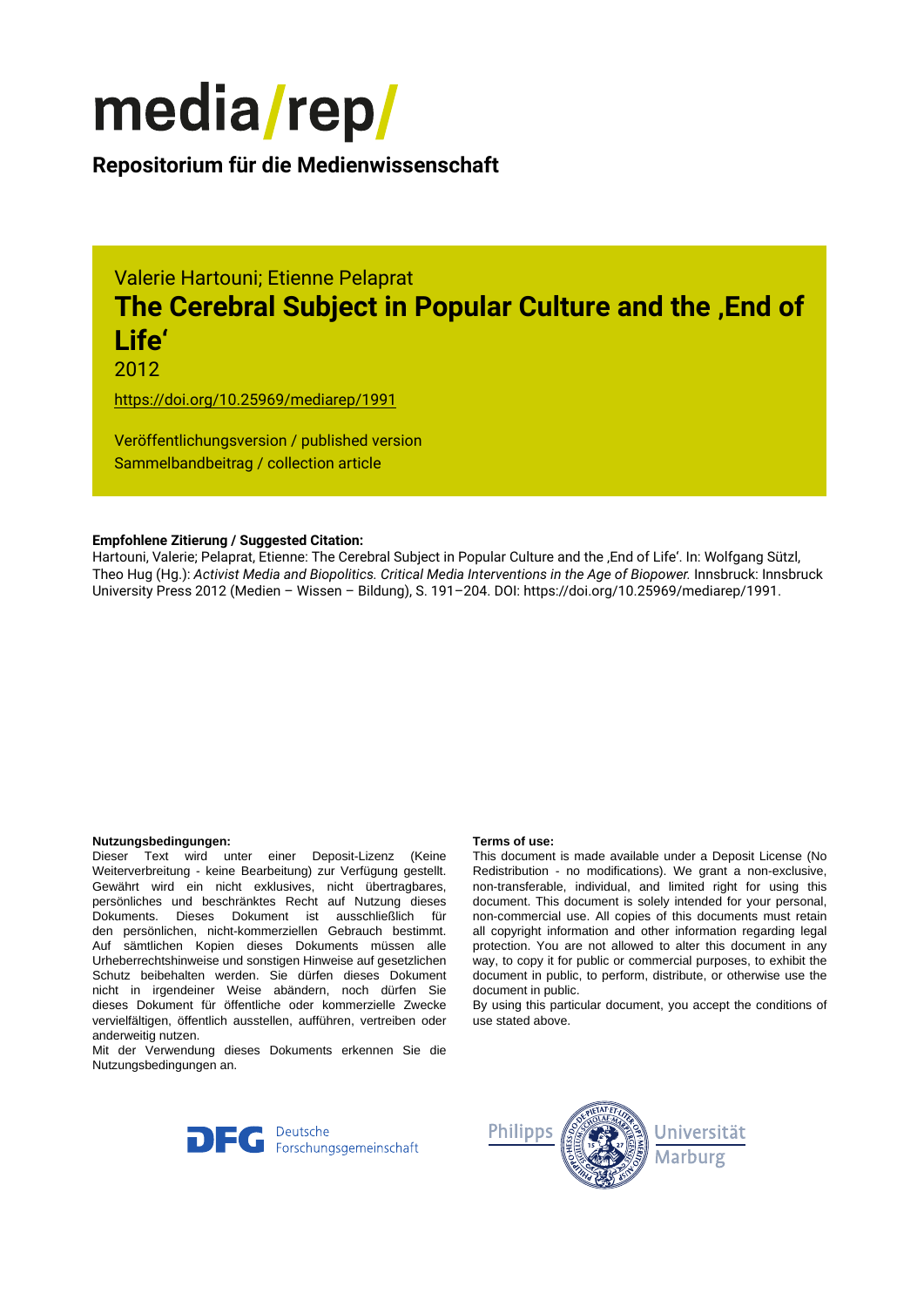# media/rep/

**Repositorium für die Medienwissenschaft**

Valerie Hartouni; Etienne Pelaprat

## The Cerebral Subject in Popular Culture and the ‚End of Life'

2012

https://doi.org/10.25969/mediarep/1991

Veröffentlichungsversion / published version
Sammelbandbeitrag / collection article

**Empfohlene Zitierung / Suggested Citation:**
Hartouni, Valerie; Pelaprat, Etienne: The Cerebral Subject in Popular Culture and the ‚End of Life'. In: Wolfgang Sützl, Theo Hug (Hg.): *Activist Media and Biopolitics. Critical Media Interventions in the Age of Biopower.* Innsbruck: Innsbruck University Press 2012 (Medien – Wissen – Bildung), S. 191–204. DOI: https://doi.org/10.25969/mediarep/1991.

**Nutzungsbedingungen:**
Dieser Text wird unter einer Deposit-Lizenz (Keine Weiterverbreitung - keine Bearbeitung) zur Verfügung gestellt. Gewährt wird ein nicht exklusives, nicht übertragbares, persönliches und beschränktes Recht auf Nutzung dieses Dokuments. Dieses Dokument ist ausschließlich für den persönlichen, nicht-kommerziellen Gebrauch bestimmt. Auf sämtlichen Kopien dieses Dokuments müssen alle Urheberrechtshinweise und sonstigen Hinweise auf gesetzlichen Schutz beibehalten werden. Sie dürfen dieses Dokument nicht in irgendeiner Weise abändern, noch dürfen Sie dieses Dokument für öffentliche oder kommerzielle Zwecke vervielfältigen, öffentlich ausstellen, aufführen, vertreiben oder anderweitig nutzen.
Mit der Verwendung dieses Dokuments erkennen Sie die Nutzungsbedingungen an.

**Terms of use:**
This document is made available under a Deposit License (No Redistribution - no modifications). We grant a non-exclusive, non-transferable, individual, and limited right for using this document. This document is solely intended for your personal, non-commercial use. All copies of this documents must retain all copyright information and other information regarding legal protection. You are not allowed to alter this document in any way, to copy it for public or commercial purposes, to exhibit the document in public, to perform, distribute, or otherwise use the document in public.
By using this particular document, you accept the conditions of use stated above.

Deutsche Forschungsgemeinschaft

Philipps Universität Marburg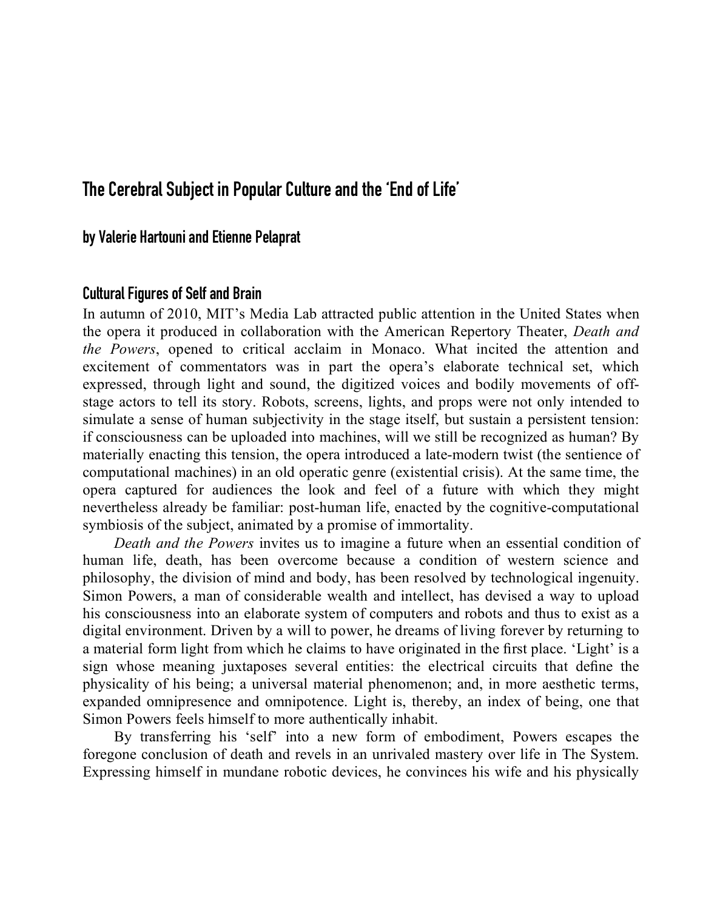# The Cerebral Subject in Popular Culture and the 'End of Life'

**by Valerie Hartouni and Etienne Pelaprat**

## Cultural Figures of Self and Brain

In autumn of 2010, MIT's Media Lab attracted public attention in the United States when the opera it produced in collaboration with the American Repertory Theater, *Death and the Powers*, opened to critical acclaim in Monaco. What incited the attention and excitement of commentators was in part the opera's elaborate technical set, which expressed, through light and sound, the digitized voices and bodily movements of off-stage actors to tell its story. Robots, screens, lights, and props were not only intended to simulate a sense of human subjectivity in the stage itself, but sustain a persistent tension: if consciousness can be uploaded into machines, will we still be recognized as human? By materially enacting this tension, the opera introduced a late-modern twist (the sentience of computational machines) in an old operatic genre (existential crisis). At the same time, the opera captured for audiences the look and feel of a future with which they might nevertheless already be familiar: post-human life, enacted by the cognitive-computational symbiosis of the subject, animated by a promise of immortality.

*Death and the Powers* invites us to imagine a future when an essential condition of human life, death, has been overcome because a condition of western science and philosophy, the division of mind and body, has been resolved by technological ingenuity. Simon Powers, a man of considerable wealth and intellect, has devised a way to upload his consciousness into an elaborate system of computers and robots and thus to exist as a digital environment. Driven by a will to power, he dreams of living forever by returning to a material form light from which he claims to have originated in the first place. 'Light' is a sign whose meaning juxtaposes several entities: the electrical circuits that define the physicality of his being; a universal material phenomenon; and, in more aesthetic terms, expanded omnipresence and omnipotence. Light is, thereby, an index of being, one that Simon Powers feels himself to more authentically inhabit.

By transferring his 'self' into a new form of embodiment, Powers escapes the foregone conclusion of death and revels in an unrivaled mastery over life in The System. Expressing himself in mundane robotic devices, he convinces his wife and his physically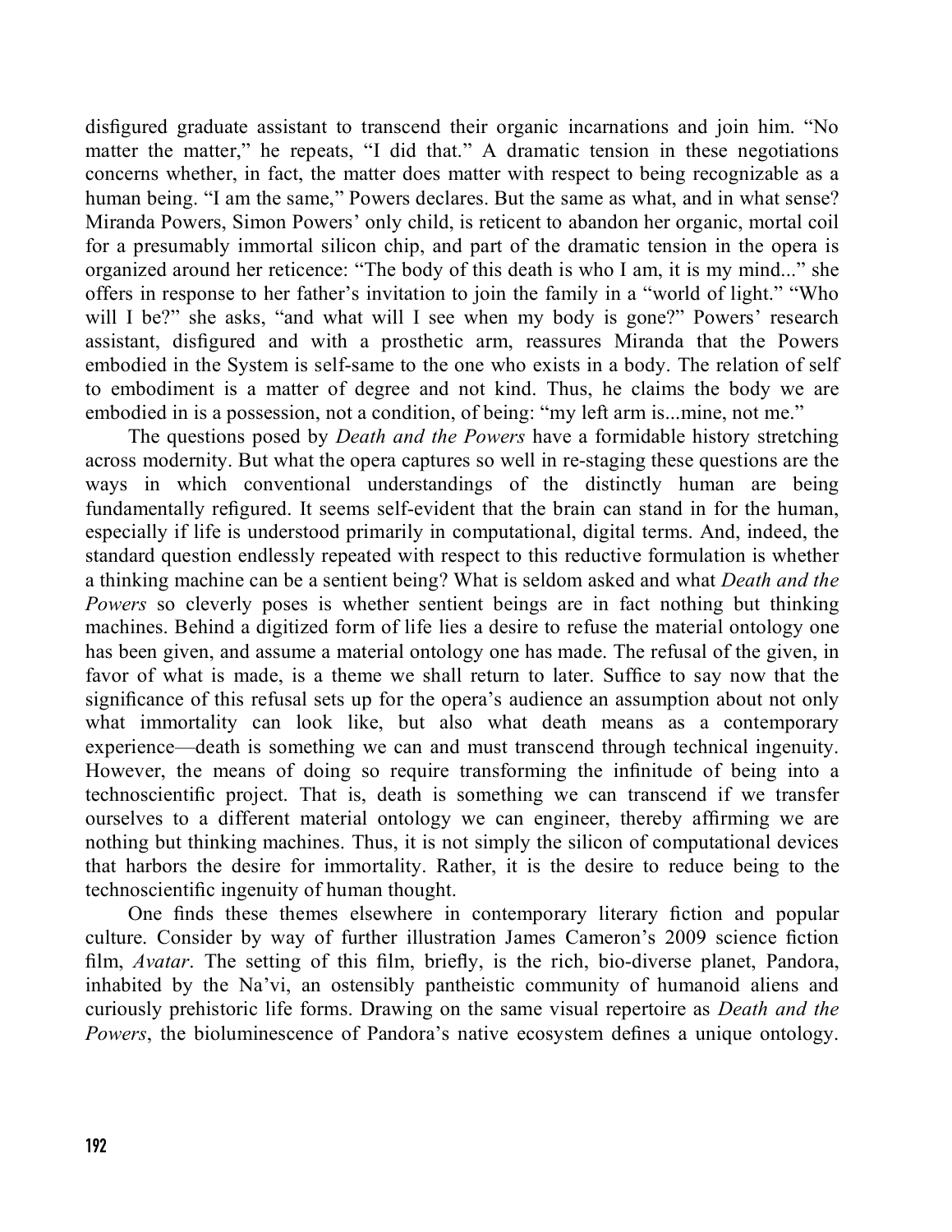disfigured graduate assistant to transcend their organic incarnations and join him. "No matter the matter," he repeats, "I did that." A dramatic tension in these negotiations concerns whether, in fact, the matter does matter with respect to being recognizable as a human being. "I am the same," Powers declares. But the same as what, and in what sense? Miranda Powers, Simon Powers' only child, is reticent to abandon her organic, mortal coil for a presumably immortal silicon chip, and part of the dramatic tension in the opera is organized around her reticence: "The body of this death is who I am, it is my mind..." she offers in response to her father's invitation to join the family in a "world of light." "Who will I be?" she asks, "and what will I see when my body is gone?" Powers' research assistant, disfigured and with a prosthetic arm, reassures Miranda that the Powers embodied in the System is self-same to the one who exists in a body. The relation of self to embodiment is a matter of degree and not kind. Thus, he claims the body we are embodied in is a possession, not a condition, of being: "my left arm is...mine, not me."

The questions posed by *Death and the Powers* have a formidable history stretching across modernity. But what the opera captures so well in re-staging these questions are the ways in which conventional understandings of the distinctly human are being fundamentally refigured. It seems self-evident that the brain can stand in for the human, especially if life is understood primarily in computational, digital terms. And, indeed, the standard question endlessly repeated with respect to this reductive formulation is whether a thinking machine can be a sentient being? What is seldom asked and what *Death and the Powers* so cleverly poses is whether sentient beings are in fact nothing but thinking machines. Behind a digitized form of life lies a desire to refuse the material ontology one has been given, and assume a material ontology one has made. The refusal of the given, in favor of what is made, is a theme we shall return to later. Suffice to say now that the significance of this refusal sets up for the opera's audience an assumption about not only what immortality can look like, but also what death means as a contemporary experience—death is something we can and must transcend through technical ingenuity. However, the means of doing so require transforming the infinitude of being into a technoscientific project. That is, death is something we can transcend if we transfer ourselves to a different material ontology we can engineer, thereby affirming we are nothing but thinking machines. Thus, it is not simply the silicon of computational devices that harbors the desire for immortality. Rather, it is the desire to reduce being to the technoscientific ingenuity of human thought.

One finds these themes elsewhere in contemporary literary fiction and popular culture. Consider by way of further illustration James Cameron's 2009 science fiction film, *Avatar*. The setting of this film, briefly, is the rich, bio-diverse planet, Pandora, inhabited by the Na'vi, an ostensibly pantheistic community of humanoid aliens and curiously prehistoric life forms. Drawing on the same visual repertoire as *Death and the Powers*, the bioluminescence of Pandora's native ecosystem defines a unique ontology.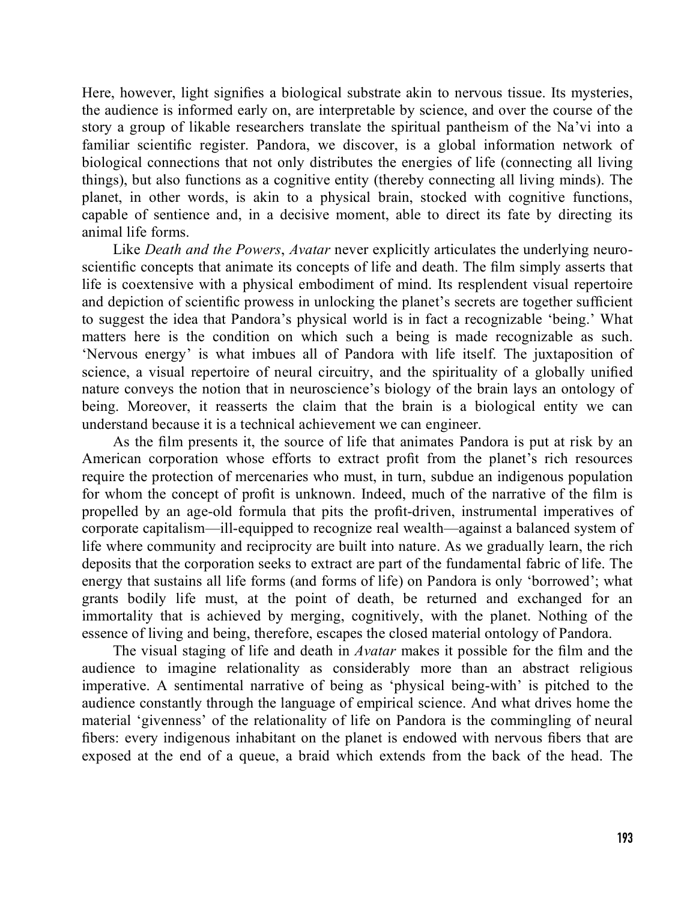Here, however, light signifies a biological substrate akin to nervous tissue. Its mysteries, the audience is informed early on, are interpretable by science, and over the course of the story a group of likable researchers translate the spiritual pantheism of the Na'vi into a familiar scientific register. Pandora, we discover, is a global information network of biological connections that not only distributes the energies of life (connecting all living things), but also functions as a cognitive entity (thereby connecting all living minds). The planet, in other words, is akin to a physical brain, stocked with cognitive functions, capable of sentience and, in a decisive moment, able to direct its fate by directing its animal life forms.

Like *Death and the Powers*, *Avatar* never explicitly articulates the underlying neuroscientific concepts that animate its concepts of life and death. The film simply asserts that life is coextensive with a physical embodiment of mind. Its resplendent visual repertoire and depiction of scientific prowess in unlocking the planet's secrets are together sufficient to suggest the idea that Pandora's physical world is in fact a recognizable 'being.' What matters here is the condition on which such a being is made recognizable as such. 'Nervous energy' is what imbues all of Pandora with life itself. The juxtaposition of science, a visual repertoire of neural circuitry, and the spirituality of a globally unified nature conveys the notion that in neuroscience's biology of the brain lays an ontology of being. Moreover, it reasserts the claim that the brain is a biological entity we can understand because it is a technical achievement we can engineer.

As the film presents it, the source of life that animates Pandora is put at risk by an American corporation whose efforts to extract profit from the planet's rich resources require the protection of mercenaries who must, in turn, subdue an indigenous population for whom the concept of profit is unknown. Indeed, much of the narrative of the film is propelled by an age-old formula that pits the profit-driven, instrumental imperatives of corporate capitalism—ill-equipped to recognize real wealth—against a balanced system of life where community and reciprocity are built into nature. As we gradually learn, the rich deposits that the corporation seeks to extract are part of the fundamental fabric of life. The energy that sustains all life forms (and forms of life) on Pandora is only 'borrowed'; what grants bodily life must, at the point of death, be returned and exchanged for an immortality that is achieved by merging, cognitively, with the planet. Nothing of the essence of living and being, therefore, escapes the closed material ontology of Pandora.

The visual staging of life and death in *Avatar* makes it possible for the film and the audience to imagine relationality as considerably more than an abstract religious imperative. A sentimental narrative of being as 'physical being-with' is pitched to the audience constantly through the language of empirical science. And what drives home the material 'givenness' of the relationality of life on Pandora is the commingling of neural fibers: every indigenous inhabitant on the planet is endowed with nervous fibers that are exposed at the end of a queue, a braid which extends from the back of the head. The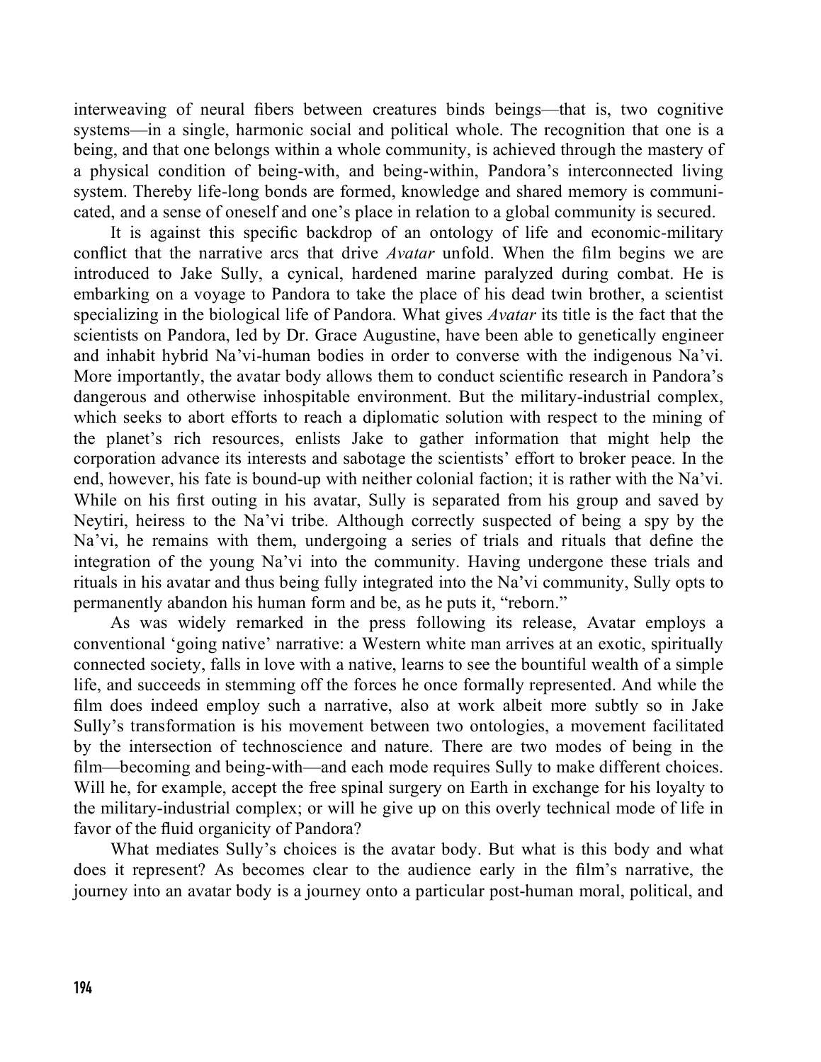interweaving of neural fibers between creatures binds beings—that is, two cognitive systems—in a single, harmonic social and political whole. The recognition that one is a being, and that one belongs within a whole community, is achieved through the mastery of a physical condition of being-with, and being-within, Pandora's interconnected living system. Thereby life-long bonds are formed, knowledge and shared memory is communicated, and a sense of oneself and one's place in relation to a global community is secured.

It is against this specific backdrop of an ontology of life and economic-military conflict that the narrative arcs that drive *Avatar* unfold. When the film begins we are introduced to Jake Sully, a cynical, hardened marine paralyzed during combat. He is embarking on a voyage to Pandora to take the place of his dead twin brother, a scientist specializing in the biological life of Pandora. What gives *Avatar* its title is the fact that the scientists on Pandora, led by Dr. Grace Augustine, have been able to genetically engineer and inhabit hybrid Na'vi-human bodies in order to converse with the indigenous Na'vi. More importantly, the avatar body allows them to conduct scientific research in Pandora's dangerous and otherwise inhospitable environment. But the military-industrial complex, which seeks to abort efforts to reach a diplomatic solution with respect to the mining of the planet's rich resources, enlists Jake to gather information that might help the corporation advance its interests and sabotage the scientists' effort to broker peace. In the end, however, his fate is bound-up with neither colonial faction; it is rather with the Na'vi. While on his first outing in his avatar, Sully is separated from his group and saved by Neytiri, heiress to the Na'vi tribe. Although correctly suspected of being a spy by the Na'vi, he remains with them, undergoing a series of trials and rituals that define the integration of the young Na'vi into the community. Having undergone these trials and rituals in his avatar and thus being fully integrated into the Na'vi community, Sully opts to permanently abandon his human form and be, as he puts it, "reborn."

As was widely remarked in the press following its release, Avatar employs a conventional 'going native' narrative: a Western white man arrives at an exotic, spiritually connected society, falls in love with a native, learns to see the bountiful wealth of a simple life, and succeeds in stemming off the forces he once formally represented. And while the film does indeed employ such a narrative, also at work albeit more subtly so in Jake Sully's transformation is his movement between two ontologies, a movement facilitated by the intersection of technoscience and nature. There are two modes of being in the film—becoming and being-with—and each mode requires Sully to make different choices. Will he, for example, accept the free spinal surgery on Earth in exchange for his loyalty to the military-industrial complex; or will he give up on this overly technical mode of life in favor of the fluid organicity of Pandora?

What mediates Sully's choices is the avatar body. But what is this body and what does it represent? As becomes clear to the audience early in the film's narrative, the journey into an avatar body is a journey onto a particular post-human moral, political, and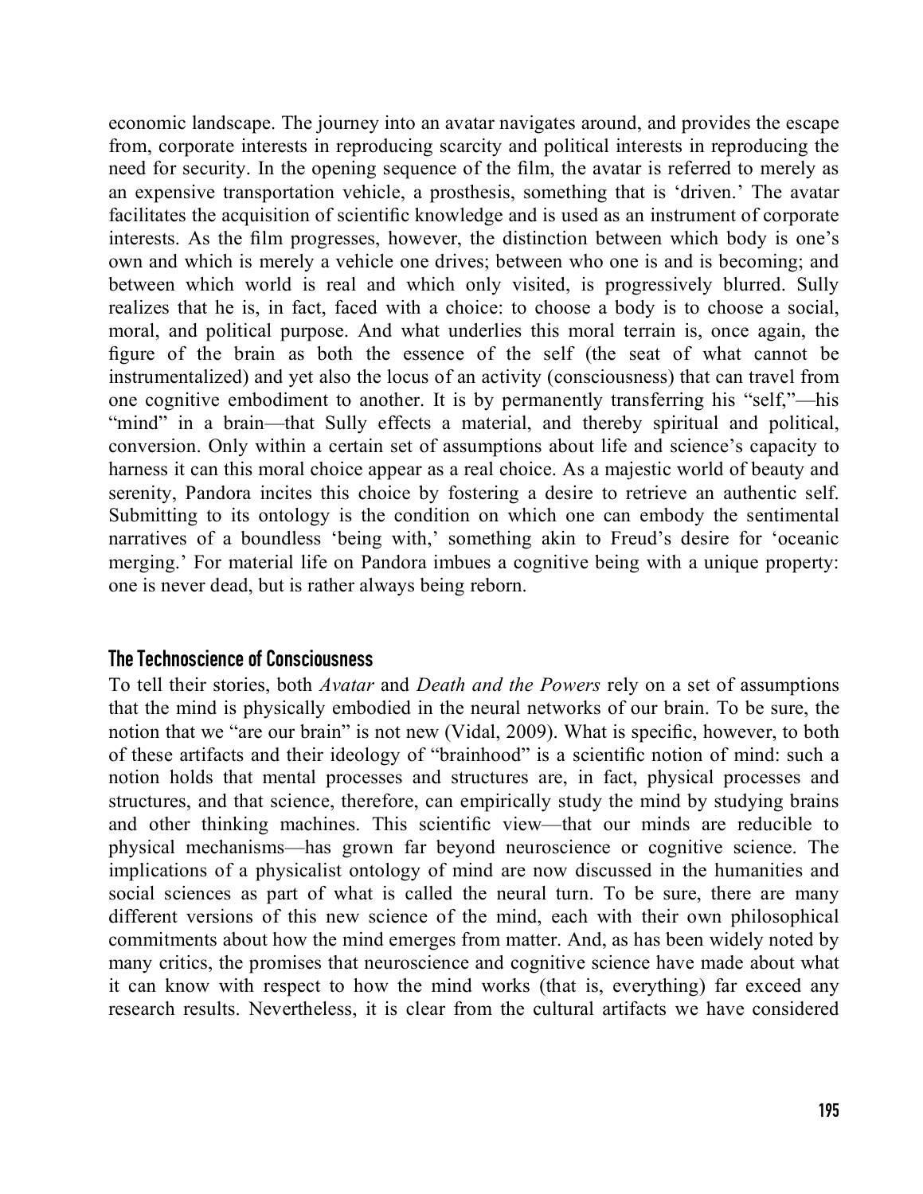economic landscape. The journey into an avatar navigates around, and provides the escape from, corporate interests in reproducing scarcity and political interests in reproducing the need for security. In the opening sequence of the film, the avatar is referred to merely as an expensive transportation vehicle, a prosthesis, something that is 'driven.' The avatar facilitates the acquisition of scientific knowledge and is used as an instrument of corporate interests. As the film progresses, however, the distinction between which body is one's own and which is merely a vehicle one drives; between who one is and is becoming; and between which world is real and which only visited, is progressively blurred. Sully realizes that he is, in fact, faced with a choice: to choose a body is to choose a social, moral, and political purpose. And what underlies this moral terrain is, once again, the figure of the brain as both the essence of the self (the seat of what cannot be instrumentalized) and yet also the locus of an activity (consciousness) that can travel from one cognitive embodiment to another. It is by permanently transferring his "self,"—his "mind" in a brain—that Sully effects a material, and thereby spiritual and political, conversion. Only within a certain set of assumptions about life and science's capacity to harness it can this moral choice appear as a real choice. As a majestic world of beauty and serenity, Pandora incites this choice by fostering a desire to retrieve an authentic self. Submitting to its ontology is the condition on which one can embody the sentimental narratives of a boundless 'being with,' something akin to Freud's desire for 'oceanic merging.' For material life on Pandora imbues a cognitive being with a unique property: one is never dead, but is rather always being reborn.

## The Technoscience of Consciousness

To tell their stories, both *Avatar* and *Death and the Powers* rely on a set of assumptions that the mind is physically embodied in the neural networks of our brain. To be sure, the notion that we "are our brain" is not new (Vidal, 2009). What is specific, however, to both of these artifacts and their ideology of "brainhood" is a scientific notion of mind: such a notion holds that mental processes and structures are, in fact, physical processes and structures, and that science, therefore, can empirically study the mind by studying brains and other thinking machines. This scientific view—that our minds are reducible to physical mechanisms—has grown far beyond neuroscience or cognitive science. The implications of a physicalist ontology of mind are now discussed in the humanities and social sciences as part of what is called the neural turn. To be sure, there are many different versions of this new science of the mind, each with their own philosophical commitments about how the mind emerges from matter. And, as has been widely noted by many critics, the promises that neuroscience and cognitive science have made about what it can know with respect to how the mind works (that is, everything) far exceed any research results. Nevertheless, it is clear from the cultural artifacts we have considered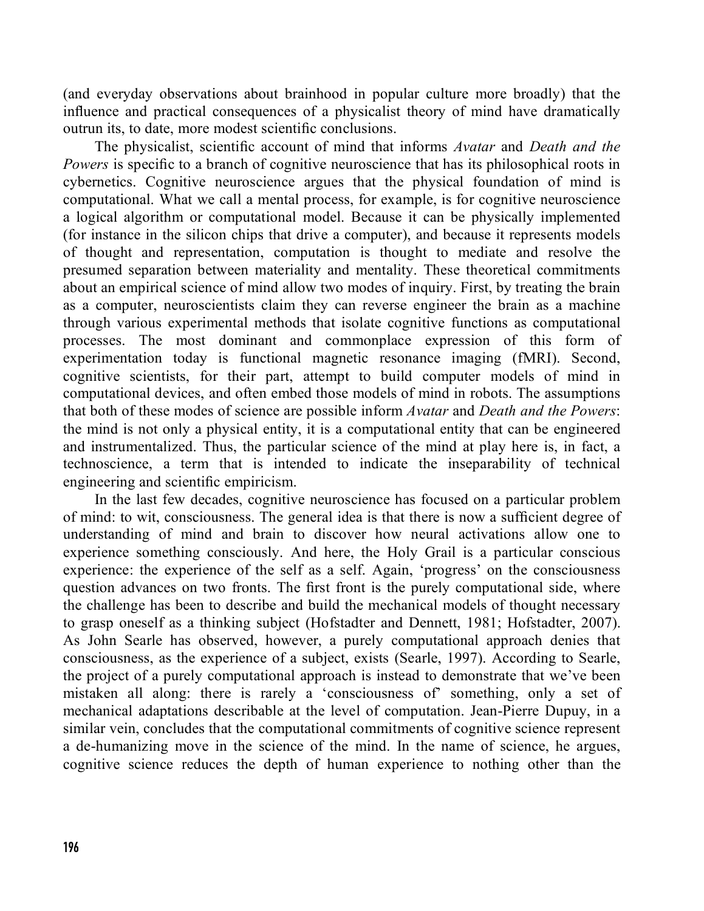(and everyday observations about brainhood in popular culture more broadly) that the influence and practical consequences of a physicalist theory of mind have dramatically outrun its, to date, more modest scientific conclusions.

The physicalist, scientific account of mind that informs *Avatar* and *Death and the Powers* is specific to a branch of cognitive neuroscience that has its philosophical roots in cybernetics. Cognitive neuroscience argues that the physical foundation of mind is computational. What we call a mental process, for example, is for cognitive neuroscience a logical algorithm or computational model. Because it can be physically implemented (for instance in the silicon chips that drive a computer), and because it represents models of thought and representation, computation is thought to mediate and resolve the presumed separation between materiality and mentality. These theoretical commitments about an empirical science of mind allow two modes of inquiry. First, by treating the brain as a computer, neuroscientists claim they can reverse engineer the brain as a machine through various experimental methods that isolate cognitive functions as computational processes. The most dominant and commonplace expression of this form of experimentation today is functional magnetic resonance imaging (fMRI). Second, cognitive scientists, for their part, attempt to build computer models of mind in computational devices, and often embed those models of mind in robots. The assumptions that both of these modes of science are possible inform *Avatar* and *Death and the Powers*: the mind is not only a physical entity, it is a computational entity that can be engineered and instrumentalized. Thus, the particular science of the mind at play here is, in fact, a technoscience, a term that is intended to indicate the inseparability of technical engineering and scientific empiricism.

In the last few decades, cognitive neuroscience has focused on a particular problem of mind: to wit, consciousness. The general idea is that there is now a sufficient degree of understanding of mind and brain to discover how neural activations allow one to experience something consciously. And here, the Holy Grail is a particular conscious experience: the experience of the self as a self. Again, 'progress' on the consciousness question advances on two fronts. The first front is the purely computational side, where the challenge has been to describe and build the mechanical models of thought necessary to grasp oneself as a thinking subject (Hofstadter and Dennett, 1981; Hofstadter, 2007). As John Searle has observed, however, a purely computational approach denies that consciousness, as the experience of a subject, exists (Searle, 1997). According to Searle, the project of a purely computational approach is instead to demonstrate that we've been mistaken all along: there is rarely a 'consciousness of' something, only a set of mechanical adaptations describable at the level of computation. Jean-Pierre Dupuy, in a similar vein, concludes that the computational commitments of cognitive science represent a de-humanizing move in the science of the mind. In the name of science, he argues, cognitive science reduces the depth of human experience to nothing other than the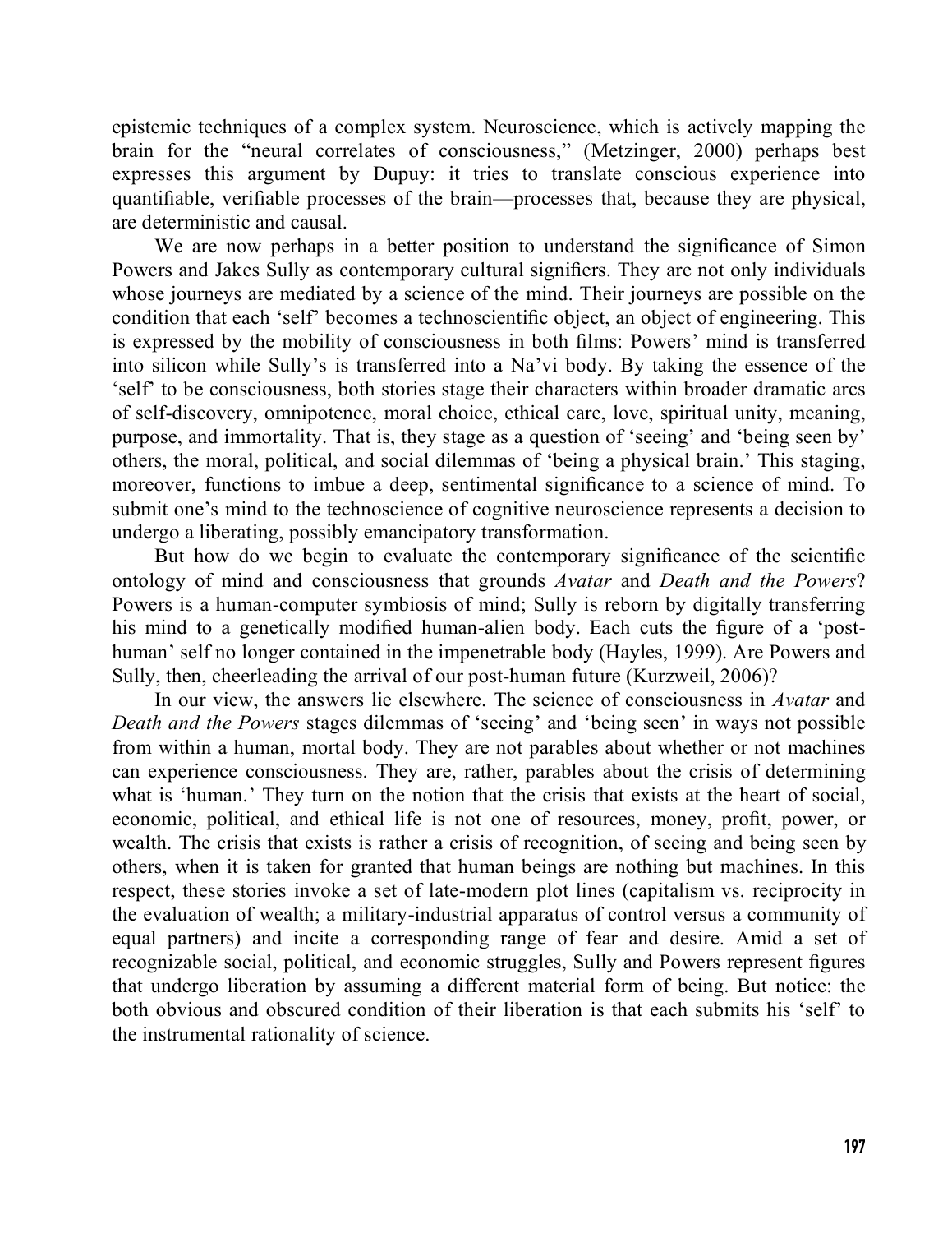epistemic techniques of a complex system. Neuroscience, which is actively mapping the brain for the "neural correlates of consciousness," (Metzinger, 2000) perhaps best expresses this argument by Dupuy: it tries to translate conscious experience into quantifiable, verifiable processes of the brain—processes that, because they are physical, are deterministic and causal.

We are now perhaps in a better position to understand the significance of Simon Powers and Jakes Sully as contemporary cultural signifiers. They are not only individuals whose journeys are mediated by a science of the mind. Their journeys are possible on the condition that each 'self' becomes a technoscientific object, an object of engineering. This is expressed by the mobility of consciousness in both films: Powers' mind is transferred into silicon while Sully's is transferred into a Na'vi body. By taking the essence of the 'self' to be consciousness, both stories stage their characters within broader dramatic arcs of self-discovery, omnipotence, moral choice, ethical care, love, spiritual unity, meaning, purpose, and immortality. That is, they stage as a question of 'seeing' and 'being seen by' others, the moral, political, and social dilemmas of 'being a physical brain.' This staging, moreover, functions to imbue a deep, sentimental significance to a science of mind. To submit one's mind to the technoscience of cognitive neuroscience represents a decision to undergo a liberating, possibly emancipatory transformation.

But how do we begin to evaluate the contemporary significance of the scientific ontology of mind and consciousness that grounds *Avatar* and *Death and the Powers*? Powers is a human-computer symbiosis of mind; Sully is reborn by digitally transferring his mind to a genetically modified human-alien body. Each cuts the figure of a 'post-human' self no longer contained in the impenetrable body (Hayles, 1999). Are Powers and Sully, then, cheerleading the arrival of our post-human future (Kurzweil, 2006)?

In our view, the answers lie elsewhere. The science of consciousness in *Avatar* and *Death and the Powers* stages dilemmas of 'seeing' and 'being seen' in ways not possible from within a human, mortal body. They are not parables about whether or not machines can experience consciousness. They are, rather, parables about the crisis of determining what is 'human.' They turn on the notion that the crisis that exists at the heart of social, economic, political, and ethical life is not one of resources, money, profit, power, or wealth. The crisis that exists is rather a crisis of recognition, of seeing and being seen by others, when it is taken for granted that human beings are nothing but machines. In this respect, these stories invoke a set of late-modern plot lines (capitalism vs. reciprocity in the evaluation of wealth; a military-industrial apparatus of control versus a community of equal partners) and incite a corresponding range of fear and desire. Amid a set of recognizable social, political, and economic struggles, Sully and Powers represent figures that undergo liberation by assuming a different material form of being. But notice: the both obvious and obscured condition of their liberation is that each submits his 'self' to the instrumental rationality of science.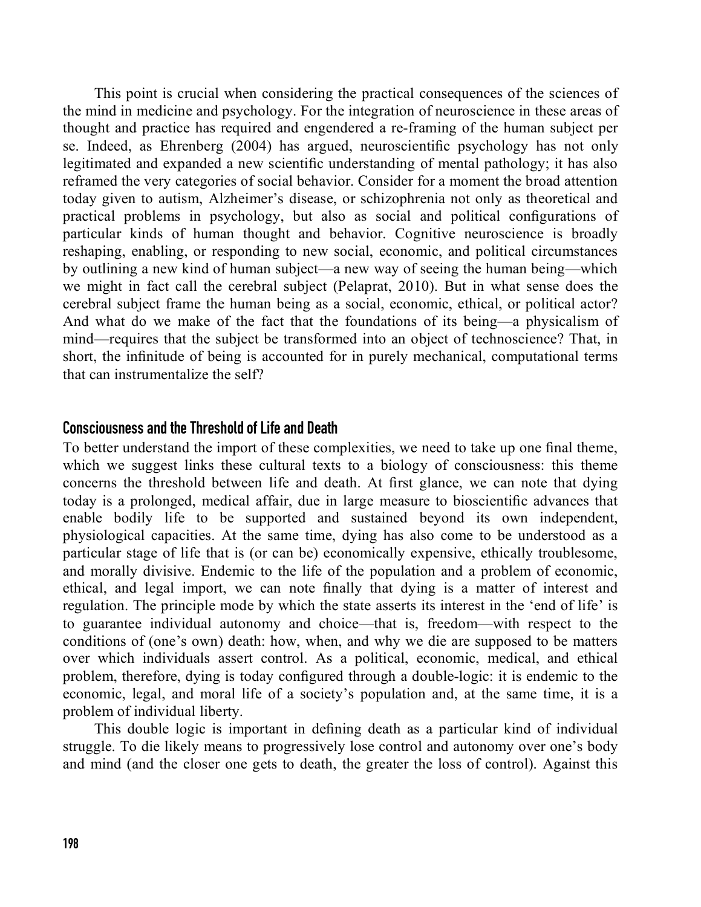This point is crucial when considering the practical consequences of the sciences of the mind in medicine and psychology. For the integration of neuroscience in these areas of thought and practice has required and engendered a re-framing of the human subject per se. Indeed, as Ehrenberg (2004) has argued, neuroscientific psychology has not only legitimated and expanded a new scientific understanding of mental pathology; it has also reframed the very categories of social behavior. Consider for a moment the broad attention today given to autism, Alzheimer's disease, or schizophrenia not only as theoretical and practical problems in psychology, but also as social and political configurations of particular kinds of human thought and behavior. Cognitive neuroscience is broadly reshaping, enabling, or responding to new social, economic, and political circumstances by outlining a new kind of human subject—a new way of seeing the human being—which we might in fact call the cerebral subject (Pelaprat, 2010). But in what sense does the cerebral subject frame the human being as a social, economic, ethical, or political actor? And what do we make of the fact that the foundations of its being—a physicalism of mind—requires that the subject be transformed into an object of technoscience? That, in short, the infinitude of being is accounted for in purely mechanical, computational terms that can instrumentalize the self?

## Consciousness and the Threshold of Life and Death

To better understand the import of these complexities, we need to take up one final theme, which we suggest links these cultural texts to a biology of consciousness: this theme concerns the threshold between life and death. At first glance, we can note that dying today is a prolonged, medical affair, due in large measure to bioscientific advances that enable bodily life to be supported and sustained beyond its own independent, physiological capacities. At the same time, dying has also come to be understood as a particular stage of life that is (or can be) economically expensive, ethically troublesome, and morally divisive. Endemic to the life of the population and a problem of economic, ethical, and legal import, we can note finally that dying is a matter of interest and regulation. The principle mode by which the state asserts its interest in the 'end of life' is to guarantee individual autonomy and choice—that is, freedom—with respect to the conditions of (one's own) death: how, when, and why we die are supposed to be matters over which individuals assert control. As a political, economic, medical, and ethical problem, therefore, dying is today configured through a double-logic: it is endemic to the economic, legal, and moral life of a society's population and, at the same time, it is a problem of individual liberty.

This double logic is important in defining death as a particular kind of individual struggle. To die likely means to progressively lose control and autonomy over one's body and mind (and the closer one gets to death, the greater the loss of control). Against this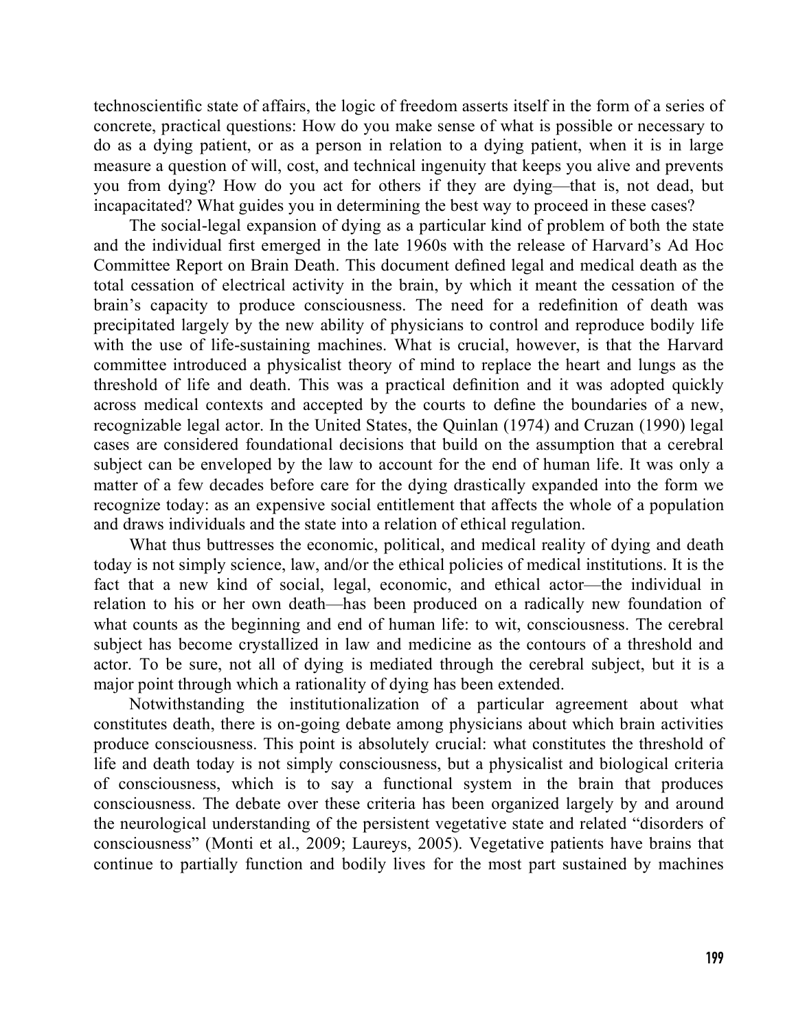technoscientific state of affairs, the logic of freedom asserts itself in the form of a series of concrete, practical questions: How do you make sense of what is possible or necessary to do as a dying patient, or as a person in relation to a dying patient, when it is in large measure a question of will, cost, and technical ingenuity that keeps you alive and prevents you from dying? How do you act for others if they are dying—that is, not dead, but incapacitated? What guides you in determining the best way to proceed in these cases?

The social-legal expansion of dying as a particular kind of problem of both the state and the individual first emerged in the late 1960s with the release of Harvard's Ad Hoc Committee Report on Brain Death. This document defined legal and medical death as the total cessation of electrical activity in the brain, by which it meant the cessation of the brain's capacity to produce consciousness. The need for a redefinition of death was precipitated largely by the new ability of physicians to control and reproduce bodily life with the use of life-sustaining machines. What is crucial, however, is that the Harvard committee introduced a physicalist theory of mind to replace the heart and lungs as the threshold of life and death. This was a practical definition and it was adopted quickly across medical contexts and accepted by the courts to define the boundaries of a new, recognizable legal actor. In the United States, the Quinlan (1974) and Cruzan (1990) legal cases are considered foundational decisions that build on the assumption that a cerebral subject can be enveloped by the law to account for the end of human life. It was only a matter of a few decades before care for the dying drastically expanded into the form we recognize today: as an expensive social entitlement that affects the whole of a population and draws individuals and the state into a relation of ethical regulation.

What thus buttresses the economic, political, and medical reality of dying and death today is not simply science, law, and/or the ethical policies of medical institutions. It is the fact that a new kind of social, legal, economic, and ethical actor—the individual in relation to his or her own death—has been produced on a radically new foundation of what counts as the beginning and end of human life: to wit, consciousness. The cerebral subject has become crystallized in law and medicine as the contours of a threshold and actor. To be sure, not all of dying is mediated through the cerebral subject, but it is a major point through which a rationality of dying has been extended.

Notwithstanding the institutionalization of a particular agreement about what constitutes death, there is on-going debate among physicians about which brain activities produce consciousness. This point is absolutely crucial: what constitutes the threshold of life and death today is not simply consciousness, but a physicalist and biological criteria of consciousness, which is to say a functional system in the brain that produces consciousness. The debate over these criteria has been organized largely by and around the neurological understanding of the persistent vegetative state and related "disorders of consciousness" (Monti et al., 2009; Laureys, 2005). Vegetative patients have brains that continue to partially function and bodily lives for the most part sustained by machines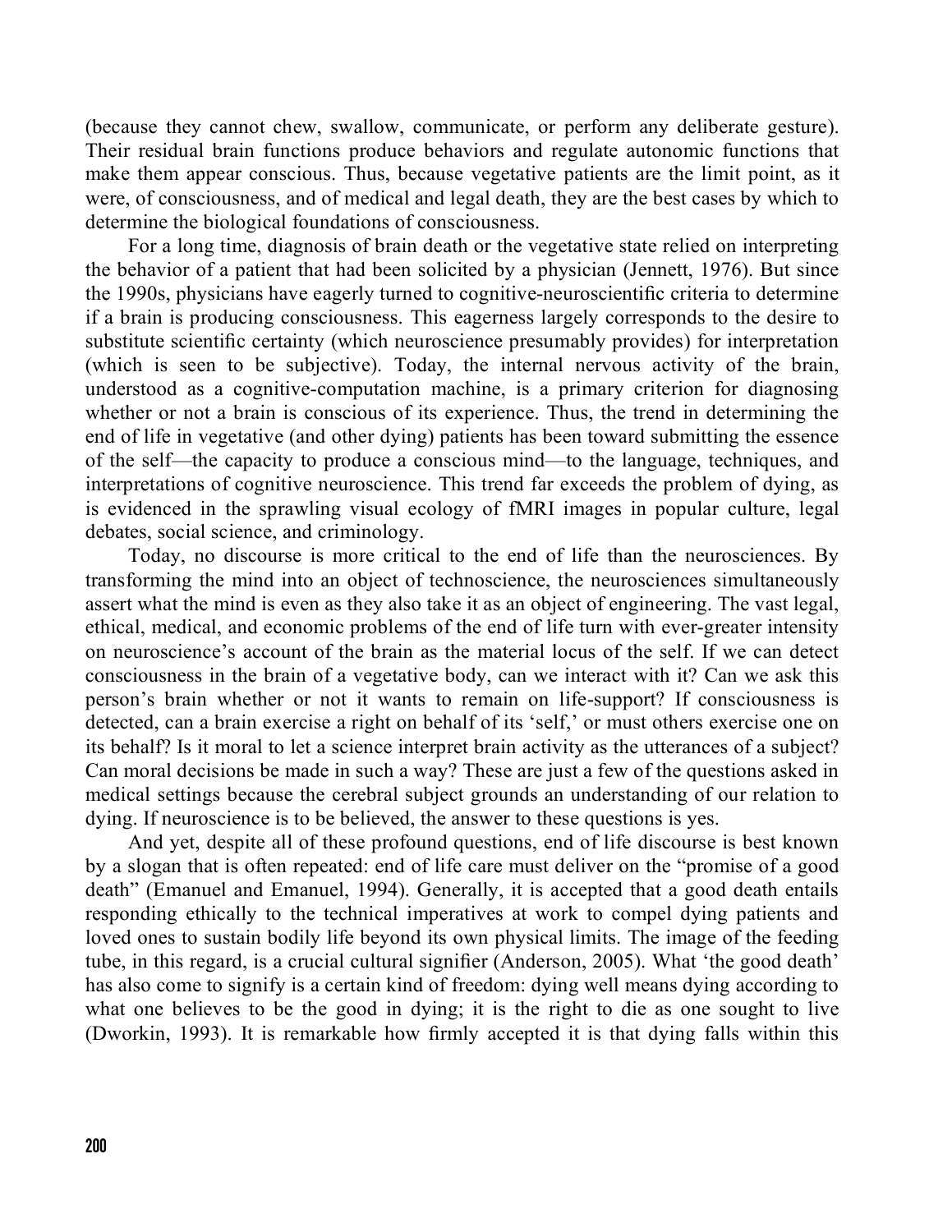(because they cannot chew, swallow, communicate, or perform any deliberate gesture). Their residual brain functions produce behaviors and regulate autonomic functions that make them appear conscious. Thus, because vegetative patients are the limit point, as it were, of consciousness, and of medical and legal death, they are the best cases by which to determine the biological foundations of consciousness.

For a long time, diagnosis of brain death or the vegetative state relied on interpreting the behavior of a patient that had been solicited by a physician (Jennett, 1976). But since the 1990s, physicians have eagerly turned to cognitive-neuroscientific criteria to determine if a brain is producing consciousness. This eagerness largely corresponds to the desire to substitute scientific certainty (which neuroscience presumably provides) for interpretation (which is seen to be subjective). Today, the internal nervous activity of the brain, understood as a cognitive-computation machine, is a primary criterion for diagnosing whether or not a brain is conscious of its experience. Thus, the trend in determining the end of life in vegetative (and other dying) patients has been toward submitting the essence of the self—the capacity to produce a conscious mind—to the language, techniques, and interpretations of cognitive neuroscience. This trend far exceeds the problem of dying, as is evidenced in the sprawling visual ecology of fMRI images in popular culture, legal debates, social science, and criminology.

Today, no discourse is more critical to the end of life than the neurosciences. By transforming the mind into an object of technoscience, the neurosciences simultaneously assert what the mind is even as they also take it as an object of engineering. The vast legal, ethical, medical, and economic problems of the end of life turn with ever-greater intensity on neuroscience's account of the brain as the material locus of the self. If we can detect consciousness in the brain of a vegetative body, can we interact with it? Can we ask this person's brain whether or not it wants to remain on life-support? If consciousness is detected, can a brain exercise a right on behalf of its 'self,' or must others exercise one on its behalf? Is it moral to let a science interpret brain activity as the utterances of a subject? Can moral decisions be made in such a way? These are just a few of the questions asked in medical settings because the cerebral subject grounds an understanding of our relation to dying. If neuroscience is to be believed, the answer to these questions is yes.

And yet, despite all of these profound questions, end of life discourse is best known by a slogan that is often repeated: end of life care must deliver on the "promise of a good death" (Emanuel and Emanuel, 1994). Generally, it is accepted that a good death entails responding ethically to the technical imperatives at work to compel dying patients and loved ones to sustain bodily life beyond its own physical limits. The image of the feeding tube, in this regard, is a crucial cultural signifier (Anderson, 2005). What 'the good death' has also come to signify is a certain kind of freedom: dying well means dying according to what one believes to be the good in dying; it is the right to die as one sought to live (Dworkin, 1993). It is remarkable how firmly accepted it is that dying falls within this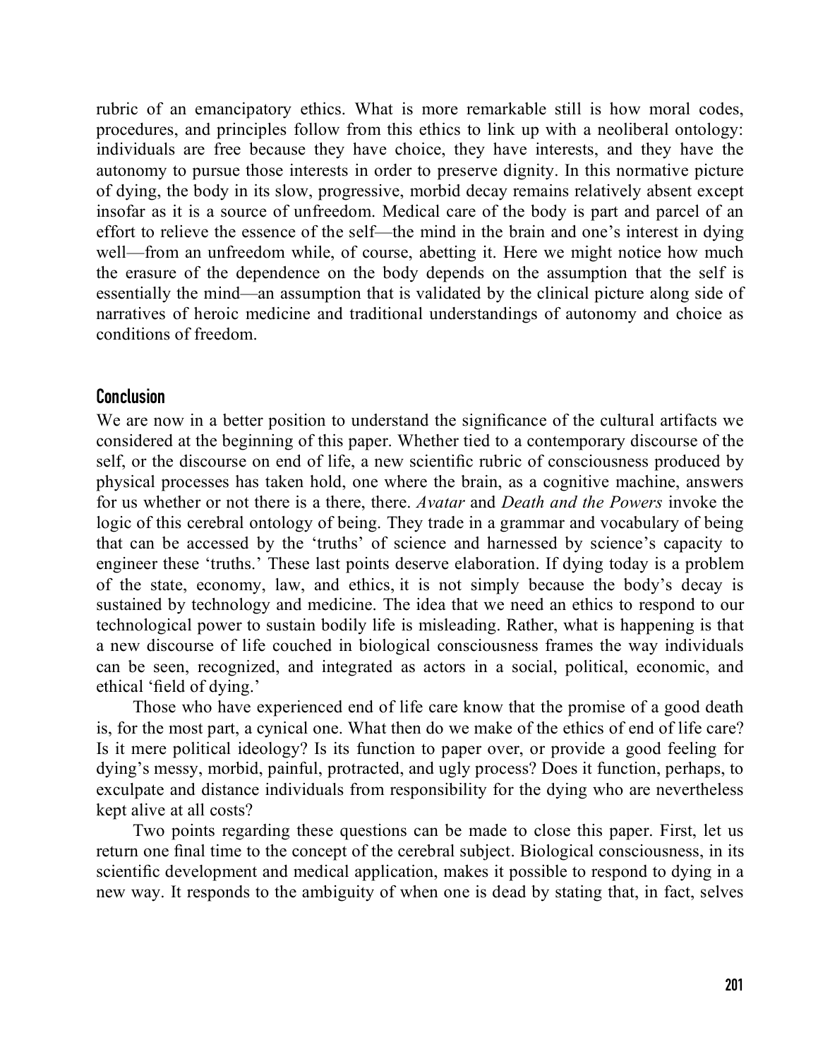rubric of an emancipatory ethics. What is more remarkable still is how moral codes, procedures, and principles follow from this ethics to link up with a neoliberal ontology: individuals are free because they have choice, they have interests, and they have the autonomy to pursue those interests in order to preserve dignity. In this normative picture of dying, the body in its slow, progressive, morbid decay remains relatively absent except insofar as it is a source of unfreedom. Medical care of the body is part and parcel of an effort to relieve the essence of the self—the mind in the brain and one's interest in dying well—from an unfreedom while, of course, abetting it. Here we might notice how much the erasure of the dependence on the body depends on the assumption that the self is essentially the mind—an assumption that is validated by the clinical picture along side of narratives of heroic medicine and traditional understandings of autonomy and choice as conditions of freedom.

## Conclusion

We are now in a better position to understand the significance of the cultural artifacts we considered at the beginning of this paper. Whether tied to a contemporary discourse of the self, or the discourse on end of life, a new scientific rubric of consciousness produced by physical processes has taken hold, one where the brain, as a cognitive machine, answers for us whether or not there is a there, there. *Avatar* and *Death and the Powers* invoke the logic of this cerebral ontology of being. They trade in a grammar and vocabulary of being that can be accessed by the 'truths' of science and harnessed by science's capacity to engineer these 'truths.' These last points deserve elaboration. If dying today is a problem of the state, economy, law, and ethics, it is not simply because the body's decay is sustained by technology and medicine. The idea that we need an ethics to respond to our technological power to sustain bodily life is misleading. Rather, what is happening is that a new discourse of life couched in biological consciousness frames the way individuals can be seen, recognized, and integrated as actors in a social, political, economic, and ethical 'field of dying.'

Those who have experienced end of life care know that the promise of a good death is, for the most part, a cynical one. What then do we make of the ethics of end of life care? Is it mere political ideology? Is its function to paper over, or provide a good feeling for dying's messy, morbid, painful, protracted, and ugly process? Does it function, perhaps, to exculpate and distance individuals from responsibility for the dying who are nevertheless kept alive at all costs?

Two points regarding these questions can be made to close this paper. First, let us return one final time to the concept of the cerebral subject. Biological consciousness, in its scientific development and medical application, makes it possible to respond to dying in a new way. It responds to the ambiguity of when one is dead by stating that, in fact, selves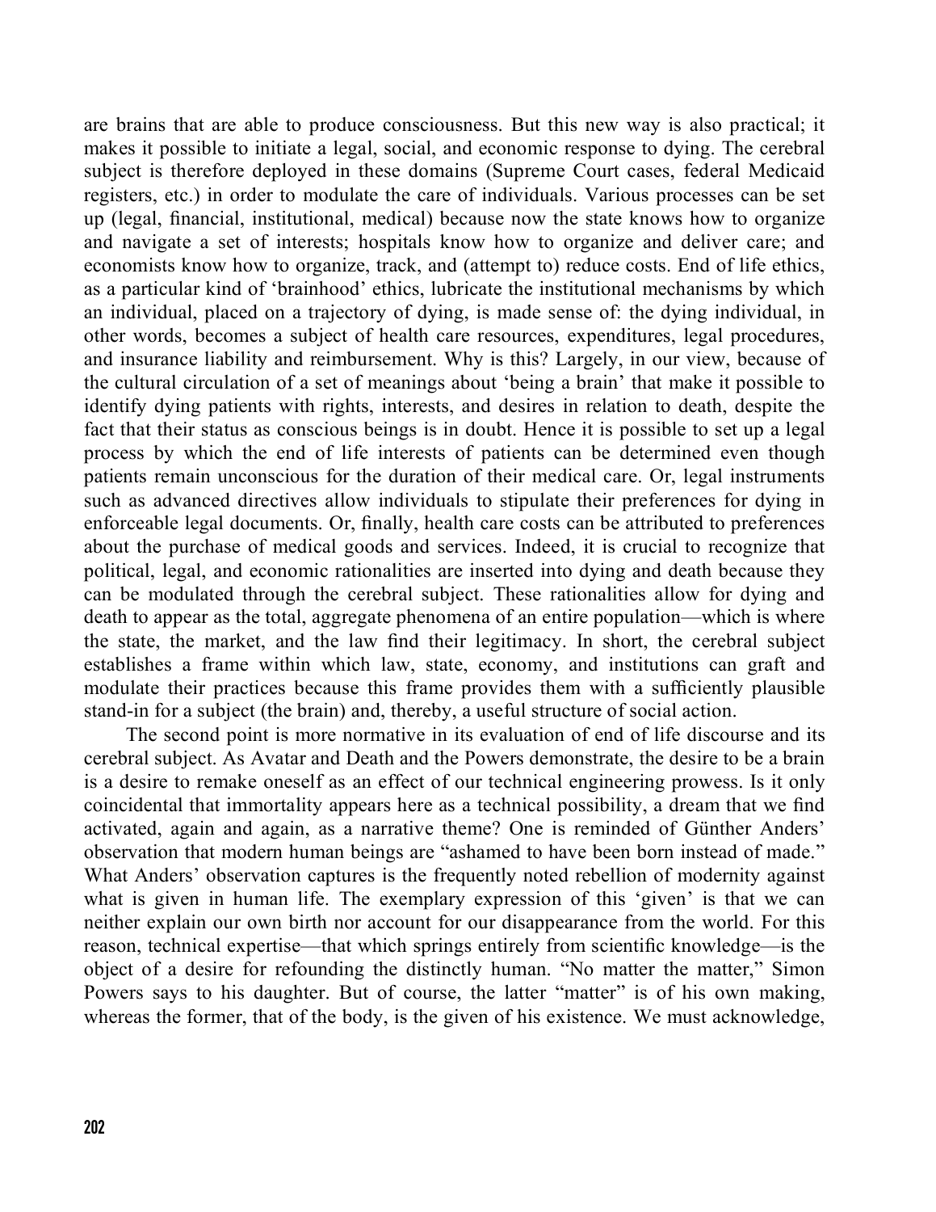are brains that are able to produce consciousness. But this new way is also practical; it makes it possible to initiate a legal, social, and economic response to dying. The cerebral subject is therefore deployed in these domains (Supreme Court cases, federal Medicaid registers, etc.) in order to modulate the care of individuals. Various processes can be set up (legal, financial, institutional, medical) because now the state knows how to organize and navigate a set of interests; hospitals know how to organize and deliver care; and economists know how to organize, track, and (attempt to) reduce costs. End of life ethics, as a particular kind of 'brainhood' ethics, lubricate the institutional mechanisms by which an individual, placed on a trajectory of dying, is made sense of: the dying individual, in other words, becomes a subject of health care resources, expenditures, legal procedures, and insurance liability and reimbursement. Why is this? Largely, in our view, because of the cultural circulation of a set of meanings about 'being a brain' that make it possible to identify dying patients with rights, interests, and desires in relation to death, despite the fact that their status as conscious beings is in doubt. Hence it is possible to set up a legal process by which the end of life interests of patients can be determined even though patients remain unconscious for the duration of their medical care. Or, legal instruments such as advanced directives allow individuals to stipulate their preferences for dying in enforceable legal documents. Or, finally, health care costs can be attributed to preferences about the purchase of medical goods and services. Indeed, it is crucial to recognize that political, legal, and economic rationalities are inserted into dying and death because they can be modulated through the cerebral subject. These rationalities allow for dying and death to appear as the total, aggregate phenomena of an entire population—which is where the state, the market, and the law find their legitimacy. In short, the cerebral subject establishes a frame within which law, state, economy, and institutions can graft and modulate their practices because this frame provides them with a sufficiently plausible stand-in for a subject (the brain) and, thereby, a useful structure of social action.

The second point is more normative in its evaluation of end of life discourse and its cerebral subject. As Avatar and Death and the Powers demonstrate, the desire to be a brain is a desire to remake oneself as an effect of our technical engineering prowess. Is it only coincidental that immortality appears here as a technical possibility, a dream that we find activated, again and again, as a narrative theme? One is reminded of Günther Anders' observation that modern human beings are "ashamed to have been born instead of made." What Anders' observation captures is the frequently noted rebellion of modernity against what is given in human life. The exemplary expression of this 'given' is that we can neither explain our own birth nor account for our disappearance from the world. For this reason, technical expertise—that which springs entirely from scientific knowledge—is the object of a desire for refounding the distinctly human. "No matter the matter," Simon Powers says to his daughter. But of course, the latter "matter" is of his own making, whereas the former, that of the body, is the given of his existence. We must acknowledge,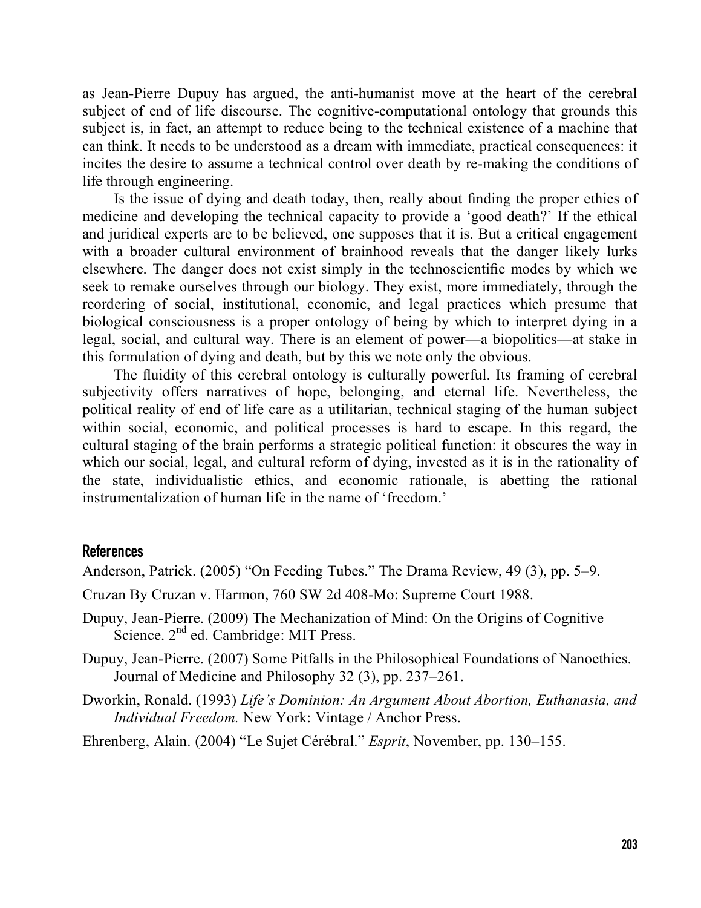as Jean-Pierre Dupuy has argued, the anti-humanist move at the heart of the cerebral subject of end of life discourse. The cognitive-computational ontology that grounds this subject is, in fact, an attempt to reduce being to the technical existence of a machine that can think. It needs to be understood as a dream with immediate, practical consequences: it incites the desire to assume a technical control over death by re-making the conditions of life through engineering.

Is the issue of dying and death today, then, really about finding the proper ethics of medicine and developing the technical capacity to provide a 'good death?' If the ethical and juridical experts are to be believed, one supposes that it is. But a critical engagement with a broader cultural environment of brainhood reveals that the danger likely lurks elsewhere. The danger does not exist simply in the technoscientific modes by which we seek to remake ourselves through our biology. They exist, more immediately, through the reordering of social, institutional, economic, and legal practices which presume that biological consciousness is a proper ontology of being by which to interpret dying in a legal, social, and cultural way. There is an element of power—a biopolitics—at stake in this formulation of dying and death, but by this we note only the obvious.

The fluidity of this cerebral ontology is culturally powerful. Its framing of cerebral subjectivity offers narratives of hope, belonging, and eternal life. Nevertheless, the political reality of end of life care as a utilitarian, technical staging of the human subject within social, economic, and political processes is hard to escape. In this regard, the cultural staging of the brain performs a strategic political function: it obscures the way in which our social, legal, and cultural reform of dying, invested as it is in the rationality of the state, individualistic ethics, and economic rationale, is abetting the rational instrumentalization of human life in the name of 'freedom.'

## References

Anderson, Patrick. (2005) "On Feeding Tubes." The Drama Review, 49 (3), pp. 5–9.

Cruzan By Cruzan v. Harmon, 760 SW 2d 408-Mo: Supreme Court 1988.

Dupuy, Jean-Pierre. (2009) The Mechanization of Mind: On the Origins of Cognitive Science. 2nd ed. Cambridge: MIT Press.

Dupuy, Jean-Pierre. (2007) Some Pitfalls in the Philosophical Foundations of Nanoethics. Journal of Medicine and Philosophy 32 (3), pp. 237–261.

Dworkin, Ronald. (1993) *Life's Dominion: An Argument About Abortion, Euthanasia, and Individual Freedom.* New York: Vintage / Anchor Press.

Ehrenberg, Alain. (2004) "Le Sujet Cérébral." *Esprit*, November, pp. 130–155.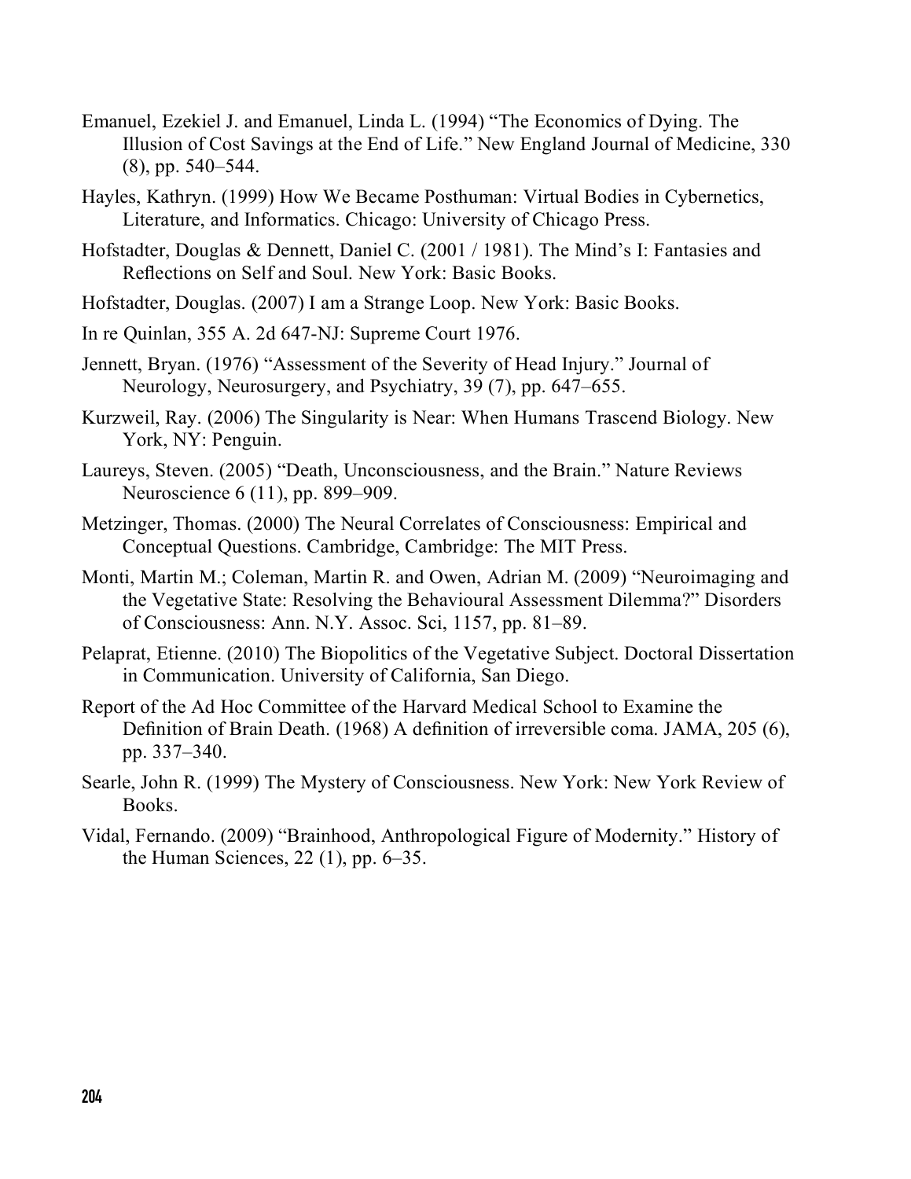Emanuel, Ezekiel J. and Emanuel, Linda L. (1994) "The Economics of Dying. The Illusion of Cost Savings at the End of Life." New England Journal of Medicine, 330 (8), pp. 540–544.

Hayles, Kathryn. (1999) How We Became Posthuman: Virtual Bodies in Cybernetics, Literature, and Informatics. Chicago: University of Chicago Press.

Hofstadter, Douglas & Dennett, Daniel C. (2001 / 1981). The Mind's I: Fantasies and Reflections on Self and Soul. New York: Basic Books.

Hofstadter, Douglas. (2007) I am a Strange Loop. New York: Basic Books.

In re Quinlan, 355 A. 2d 647-NJ: Supreme Court 1976.

Jennett, Bryan. (1976) "Assessment of the Severity of Head Injury." Journal of Neurology, Neurosurgery, and Psychiatry, 39 (7), pp. 647–655.

Kurzweil, Ray. (2006) The Singularity is Near: When Humans Trascend Biology. New York, NY: Penguin.

Laureys, Steven. (2005) "Death, Unconsciousness, and the Brain." Nature Reviews Neuroscience 6 (11), pp. 899–909.

Metzinger, Thomas. (2000) The Neural Correlates of Consciousness: Empirical and Conceptual Questions. Cambridge, Cambridge: The MIT Press.

Monti, Martin M.; Coleman, Martin R. and Owen, Adrian M. (2009) "Neuroimaging and the Vegetative State: Resolving the Behavioural Assessment Dilemma?" Disorders of Consciousness: Ann. N.Y. Assoc. Sci, 1157, pp. 81–89.

Pelaprat, Etienne. (2010) The Biopolitics of the Vegetative Subject. Doctoral Dissertation in Communication. University of California, San Diego.

Report of the Ad Hoc Committee of the Harvard Medical School to Examine the Definition of Brain Death. (1968) A definition of irreversible coma. JAMA, 205 (6), pp. 337–340.

Searle, John R. (1999) The Mystery of Consciousness. New York: New York Review of Books.

Vidal, Fernando. (2009) "Brainhood, Anthropological Figure of Modernity." History of the Human Sciences, 22 (1), pp. 6–35.